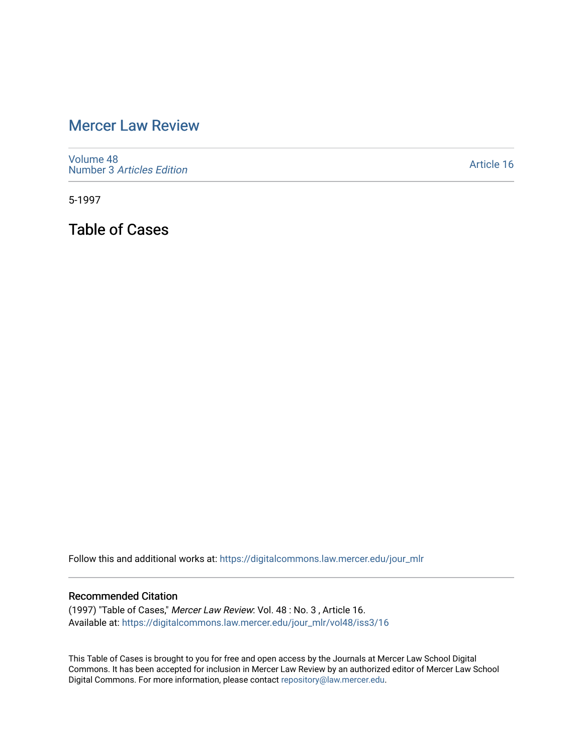# Mercer Law Review

Volume 48
Number 3 *Articles Edition*

Article 16

5-1997

## Table of Cases

Follow this and additional works at: https://digitalcommons.law.mercer.edu/jour_mlr

### Recommended Citation

(1997) "Table of Cases," *Mercer Law Review*: Vol. 48 : No. 3 , Article 16.
Available at: https://digitalcommons.law.mercer.edu/jour_mlr/vol48/iss3/16

This Table of Cases is brought to you for free and open access by the Journals at Mercer Law School Digital Commons. It has been accepted for inclusion in Mercer Law Review by an authorized editor of Mercer Law School Digital Commons. For more information, please contact repository@law.mercer.edu.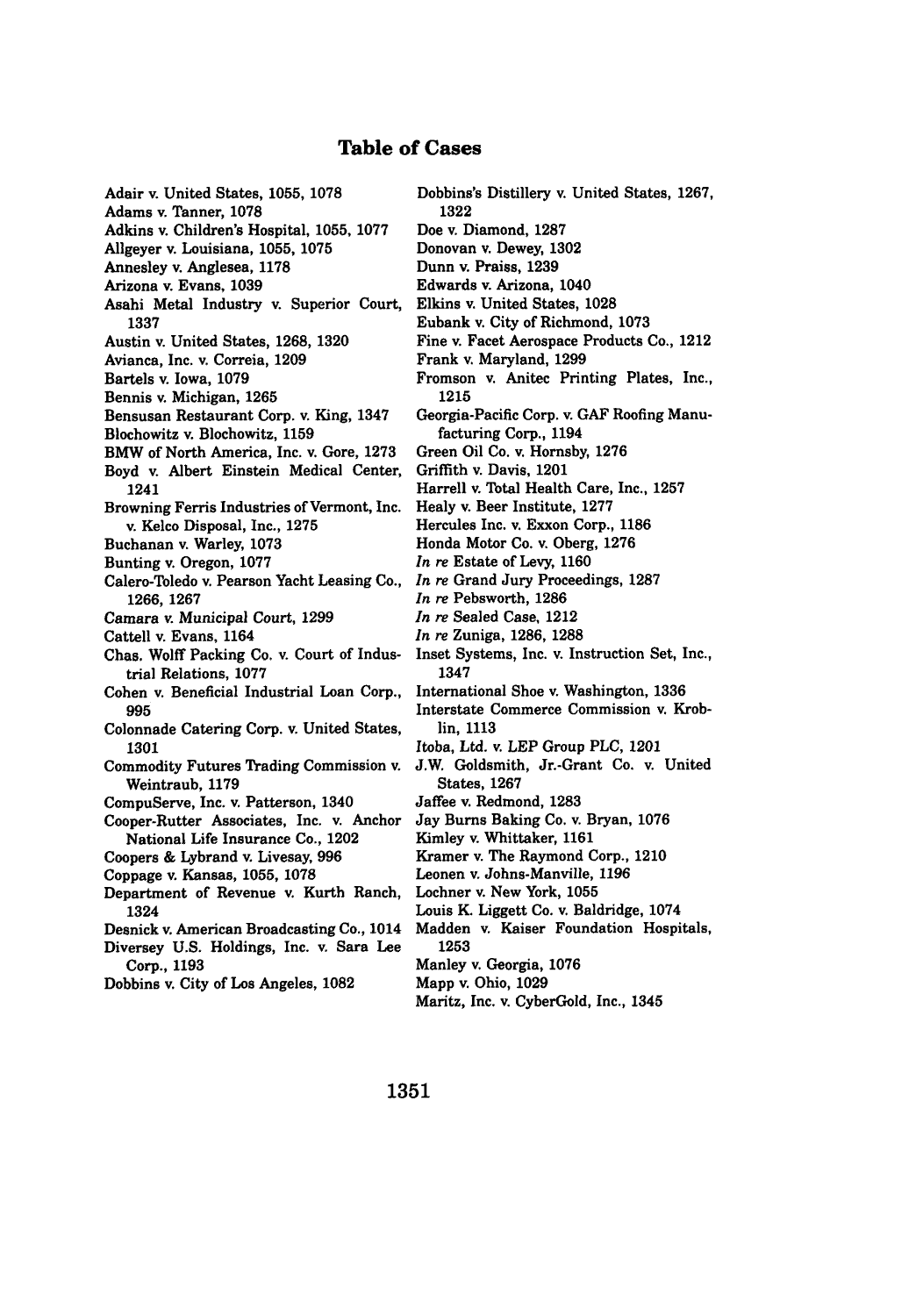# Table of Cases

Adair v. United States, 1055, 1078
Adams v. Tanner, 1078
Adkins v. Children's Hospital, 1055, 1077
Allgeyer v. Louisiana, 1055, 1075
Annesley v. Anglesea, 1178
Arizona v. Evans, 1039
Asahi Metal Industry v. Superior Court, 1337
Austin v. United States, 1268, 1320
Avianca, Inc. v. Correia, 1209
Bartels v. Iowa, 1079
Bennis v. Michigan, 1265
Bensusan Restaurant Corp. v. King, 1347
Blochowitz v. Blochowitz, 1159
BMW of North America, Inc. v. Gore, 1273
Boyd v. Albert Einstein Medical Center, 1241
Browning Ferris Industries of Vermont, Inc. v. Kelco Disposal, Inc., 1275
Buchanan v. Warley, 1073
Bunting v. Oregon, 1077
Calero-Toledo v. Pearson Yacht Leasing Co., 1266, 1267
Camara v. Municipal Court, 1299
Cattell v. Evans, 1164
Chas. Wolff Packing Co. v. Court of Industrial Relations, 1077
Cohen v. Beneficial Industrial Loan Corp., 995
Colonnade Catering Corp. v. United States, 1301
Commodity Futures Trading Commission v. Weintraub, 1179
CompuServe, Inc. v. Patterson, 1340
Cooper-Rutter Associates, Inc. v. Anchor National Life Insurance Co., 1202
Coopers & Lybrand v. Livesay, 996
Coppage v. Kansas, 1055, 1078
Department of Revenue v. Kurth Ranch, 1324
Desnick v. American Broadcasting Co., 1014
Diversey U.S. Holdings, Inc. v. Sara Lee Corp., 1193
Dobbins v. City of Los Angeles, 1082
Dobbins's Distillery v. United States, 1267, 1322
Doe v. Diamond, 1287
Donovan v. Dewey, 1302
Dunn v. Praiss, 1239
Edwards v. Arizona, 1040
Elkins v. United States, 1028
Eubank v. City of Richmond, 1073
Fine v. Facet Aerospace Products Co., 1212
Frank v. Maryland, 1299
Fromson v. Anitec Printing Plates, Inc., 1215
Georgia-Pacific Corp. v. GAF Roofing Manufacturing Corp., 1194
Green Oil Co. v. Hornsby, 1276
Griffith v. Davis, 1201
Harrell v. Total Health Care, Inc., 1257
Healy v. Beer Institute, 1277
Hercules Inc. v. Exxon Corp., 1186
Honda Motor Co. v. Oberg, 1276
*In re* Estate of Levy, 1160
*In re* Grand Jury Proceedings, 1287
*In re* Pebsworth, 1286
*In re* Sealed Case, 1212
*In re* Zuniga, 1286, 1288
Inset Systems, Inc. v. Instruction Set, Inc., 1347
International Shoe v. Washington, 1336
Interstate Commerce Commission v. Kroblin, 1113
Itoba, Ltd. v. LEP Group PLC, 1201
J.W. Goldsmith, Jr.-Grant Co. v. United States, 1267
Jaffee v. Redmond, 1283
Jay Burns Baking Co. v. Bryan, 1076
Kimley v. Whittaker, 1161
Kramer v. The Raymond Corp., 1210
Leonen v. Johns-Manville, 1196
Lochner v. New York, 1055
Louis K. Liggett Co. v. Baldridge, 1074
Madden v. Kaiser Foundation Hospitals, 1253
Manley v. Georgia, 1076
Mapp v. Ohio, 1029
Maritz, Inc. v. CyberGold, Inc., 1345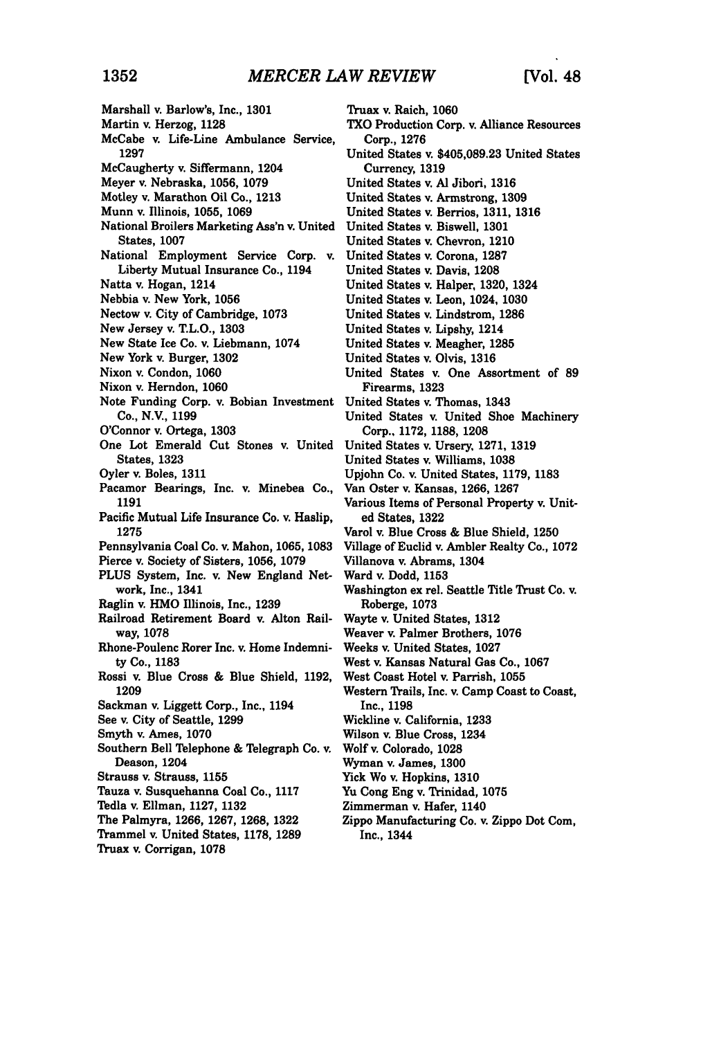Marshall v. Barlow's, Inc., 1301
Martin v. Herzog, 1128
McCabe v. Life-Line Ambulance Service, 1297
McCaugherty v. Siffermann, 1204
Meyer v. Nebraska, 1056, 1079
Motley v. Marathon Oil Co., 1213
Munn v. Illinois, 1055, 1069
National Broilers Marketing Ass'n v. United States, 1007
National Employment Service Corp. v. Liberty Mutual Insurance Co., 1194
Natta v. Hogan, 1214
Nebbia v. New York, 1056
Nectow v. City of Cambridge, 1073
New Jersey v. T.L.O., 1303
New State Ice Co. v. Liebmann, 1074
New York v. Burger, 1302
Nixon v. Condon, 1060
Nixon v. Herndon, 1060
Note Funding Corp. v. Bobian Investment Co., N.V., 1199
O'Connor v. Ortega, 1303
One Lot Emerald Cut Stones v. United States, 1323
Oyler v. Boles, 1311
Pacamor Bearings, Inc. v. Minebea Co., 1191
Pacific Mutual Life Insurance Co. v. Haslip, 1275
Pennsylvania Coal Co. v. Mahon, 1065, 1083
Pierce v. Society of Sisters, 1056, 1079
PLUS System, Inc. v. New England Network, Inc., 1341
Raglin v. HMO Illinois, Inc., 1239
Railroad Retirement Board v. Alton Railway, 1078
Rhone-Poulenc Rorer Inc. v. Home Indemnity Co., 1183
Rossi v. Blue Cross & Blue Shield, 1192, 1209
Sackman v. Liggett Corp., Inc., 1194
See v. City of Seattle, 1299
Smyth v. Ames, 1070
Southern Bell Telephone & Telegraph Co. v. Deason, 1204
Strauss v. Strauss, 1155
Tauza v. Susquehanna Coal Co., 1117
Tedla v. Ellman, 1127, 1132
The Palmyra, 1266, 1267, 1268, 1322
Trammel v. United States, 1178, 1289
Truax v. Corrigan, 1078
Truax v. Raich, 1060
TXO Production Corp. v. Alliance Resources Corp., 1276
United States v. $405,089.23 United States Currency, 1319
United States v. Al Jibori, 1316
United States v. Armstrong, 1309
United States v. Berrios, 1311, 1316
United States v. Biswell, 1301
United States v. Chevron, 1210
United States v. Corona, 1287
United States v. Davis, 1208
United States v. Halper, 1320, 1324
United States v. Leon, 1024, 1030
United States v. Lindstrom, 1286
United States v. Lipshy, 1214
United States v. Meagher, 1285
United States v. Olvis, 1316
United States v. One Assortment of 89 Firearms, 1323
United States v. Thomas, 1343
United States v. United Shoe Machinery Corp., 1172, 1188, 1208
United States v. Ursery, 1271, 1319
United States v. Williams, 1038
Upjohn Co. v. United States, 1179, 1183
Van Oster v. Kansas, 1266, 1267
Various Items of Personal Property v. United States, 1322
Varol v. Blue Cross & Blue Shield, 1250
Village of Euclid v. Ambler Realty Co., 1072
Villanova v. Abrams, 1304
Ward v. Dodd, 1153
Washington ex rel. Seattle Title Trust Co. v. Roberge, 1073
Wayte v. United States, 1312
Weaver v. Palmer Brothers, 1076
Weeks v. United States, 1027
West v. Kansas Natural Gas Co., 1067
West Coast Hotel v. Parrish, 1055
Western Trails, Inc. v. Camp Coast to Coast, Inc., 1198
Wickline v. California, 1233
Wilson v. Blue Cross, 1234
Wolf v. Colorado, 1028
Wyman v. James, 1300
Yick Wo v. Hopkins, 1310
Yu Cong Eng v. Trinidad, 1075
Zimmerman v. Hafer, 1140
Zippo Manufacturing Co. v. Zippo Dot Com, Inc., 1344